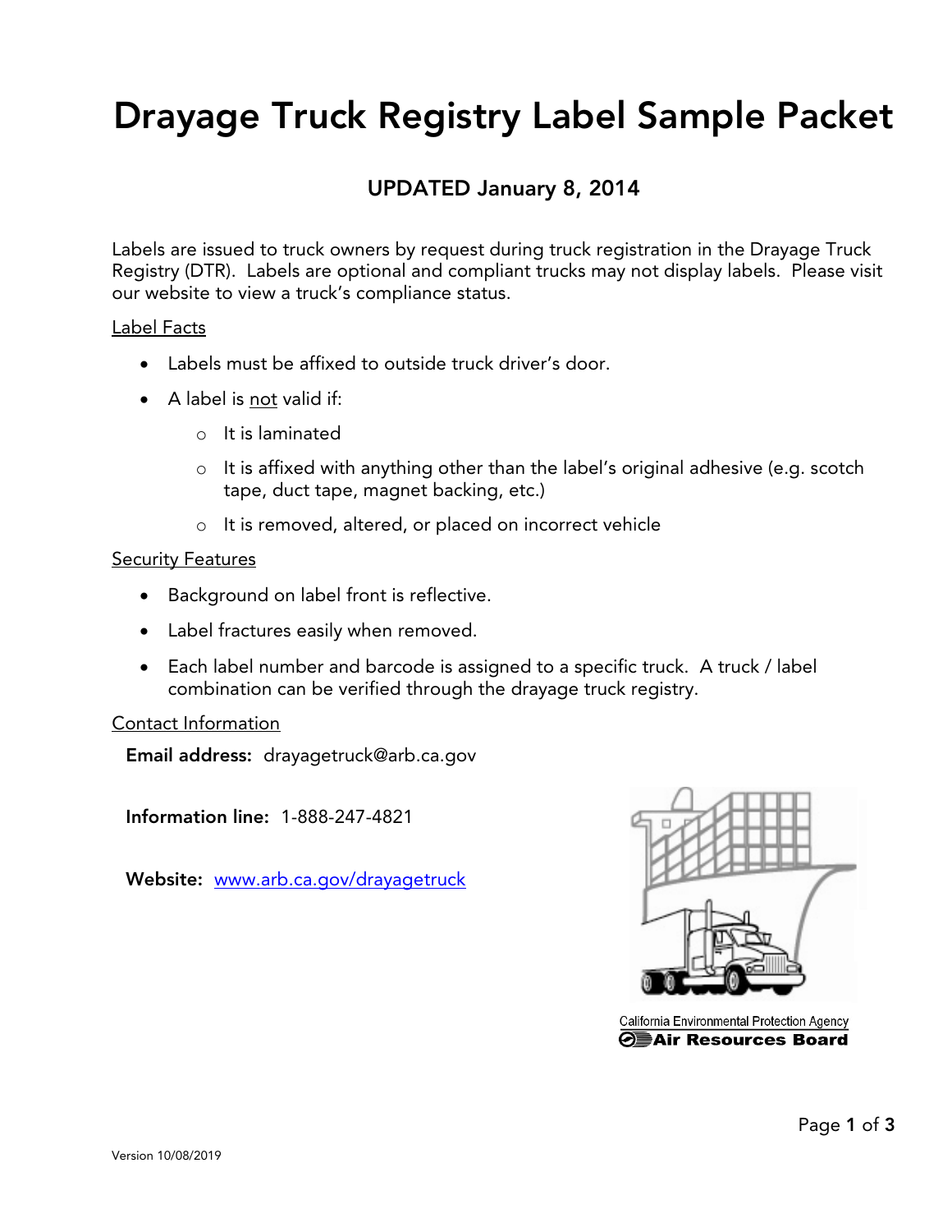# Drayage Truck Registry Label Sample Packet

## UPDATED January 8, 2014

Labels are issued to truck owners by request during truck registration in the Drayage Truck Registry (DTR). Labels are optional and compliant trucks may not display labels. Please visit our website to view a truck's compliance status.

Label Facts

- Labels must be affixed to outside truck driver's door.
- A label is not valid if:
  - It is laminated
  - It is affixed with anything other than the label's original adhesive (e.g. scotch tape, duct tape, magnet backing, etc.)
  - It is removed, altered, or placed on incorrect vehicle

Security Features

- Background on label front is reflective.
- Label fractures easily when removed.
- Each label number and barcode is assigned to a specific truck. A truck / label combination can be verified through the drayage truck registry.

Contact Information

**Email address:** drayagetruck@arb.ca.gov

**Information line:** 1-888-247-4821

**Website:** [www.arb.ca.gov/drayagetruck](http://www.arb.ca.gov/drayagetruck)

California Environmental Protection Agency
**Air Resources Board**

Version 10/08/2019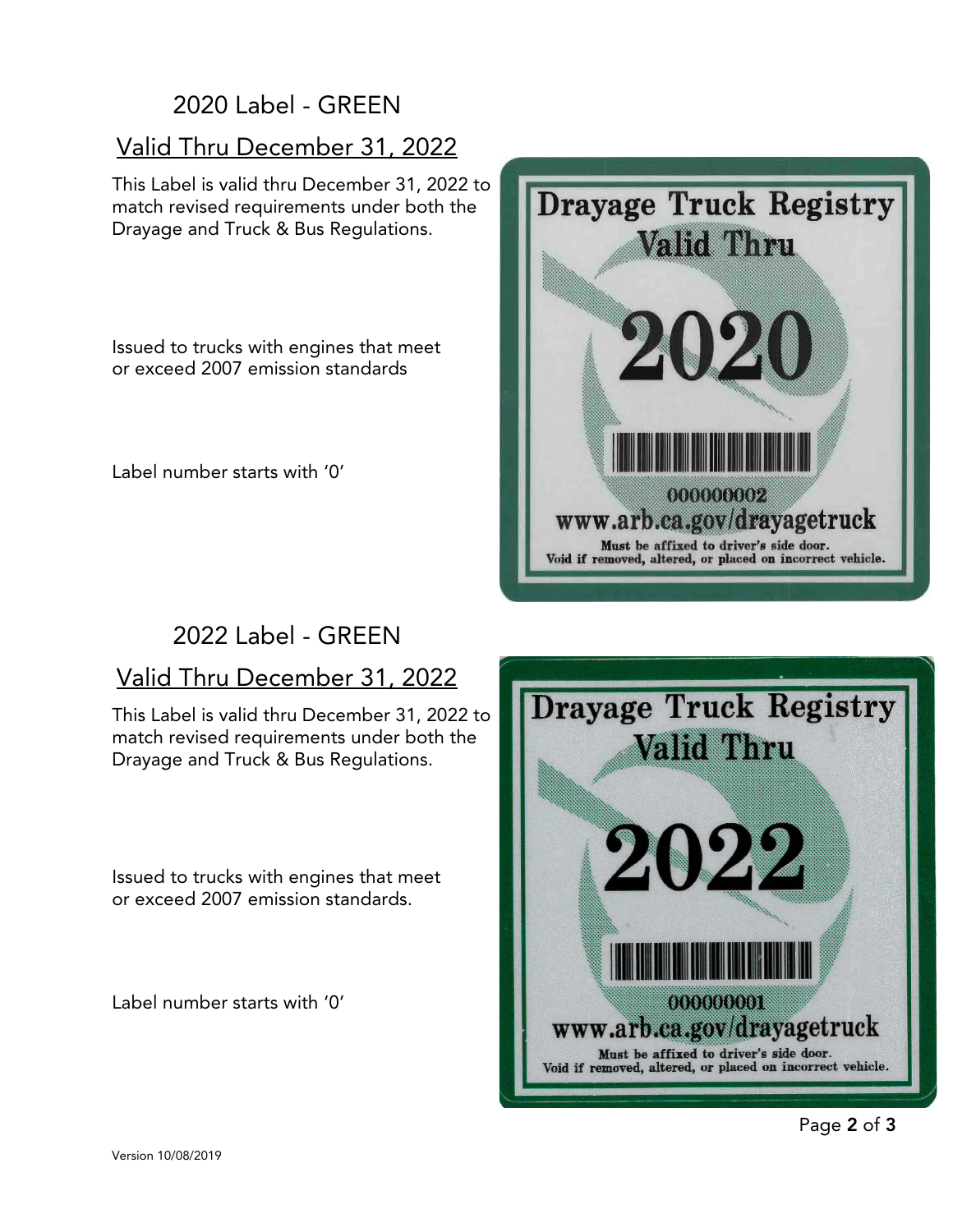## 2020 Label - GREEN

### Valid Thru December 31, 2022

This Label is valid thru December 31, 2022 to match revised requirements under both the Drayage and Truck & Bus Regulations.

Issued to trucks with engines that meet or exceed 2007 emission standards

Label number starts with '0'

Drayage Truck Registry
Valid Thru
2020
000000002
www.arb.ca.gov/drayagetruck
Must be affixed to driver's side door.
Void if removed, altered, or placed on incorrect vehicle.

## 2022 Label - GREEN

### Valid Thru December 31, 2022

This Label is valid thru December 31, 2022 to match revised requirements under both the Drayage and Truck & Bus Regulations.

Issued to trucks with engines that meet or exceed 2007 emission standards.

Label number starts with '0'

Drayage Truck Registry
Valid Thru
2022
000000001
www.arb.ca.gov/drayagetruck
Must be affixed to driver's side door.
Void if removed, altered, or placed on incorrect vehicle.

Version 10/08/2019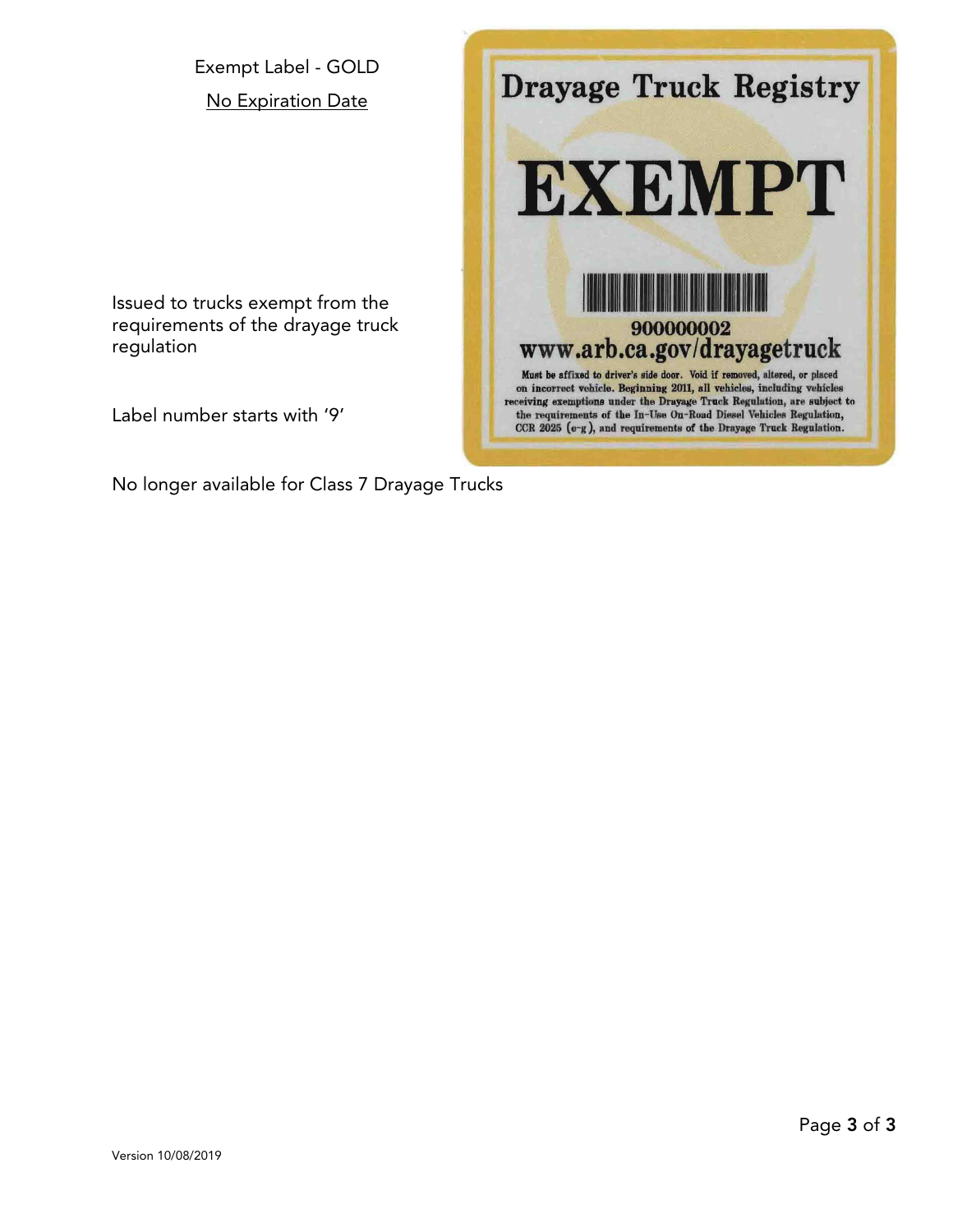Exempt Label - GOLD

No Expiration Date

Issued to trucks exempt from the requirements of the drayage truck regulation

Label number starts with '9'

No longer available for Class 7 Drayage Trucks

**Drayage Truck Registry**

**EXEMPT**

900000002

www.arb.ca.gov/drayagetruck

Must be affixed to driver's side door. Void if removed, altered, or placed on incorrect vehicle. Beginning 2011, all vehicles, including vehicles receiving exemptions under the Drayage Truck Regulation, are subject to the requirements of the In-Use On-Road Diesel Vehicles Regulation, CCR 2025 (e-g), and requirements of the Drayage Truck Regulation.

Version 10/08/2019